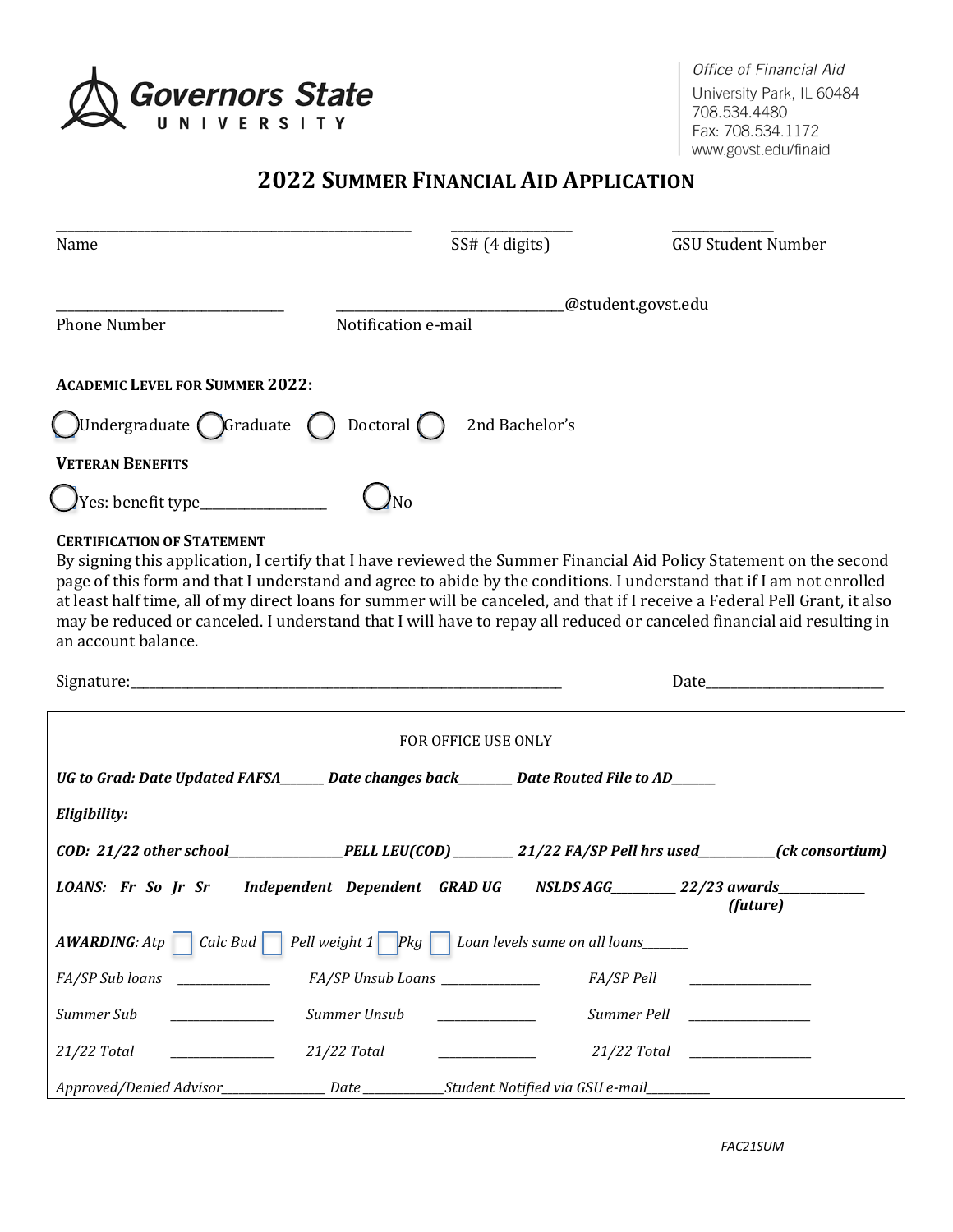Governors State University

Office of Financial Aid
University Park, IL 60484
708.534.4480
Fax: 708.534.1172
www.govst.edu/finaid

# 2022 Summer Financial Aid Application

| _______________________ | ____________ | ____________ |
|---|---|---|
| Name | SS# (4 digits) | GSU Student Number |

| ____________________ | ____________________@student.govst.edu |
|---|---|
| Phone Number | Notification e-mail |

**Academic Level for Summer 2022:**

◯ Undergraduate ◯ Graduate ◯ Doctoral ◯ 2nd Bachelor's

**Veteran Benefits**

◯ Yes: benefit type__________________ ◯ No

**Certification of Statement**

By signing this application, I certify that I have reviewed the Summer Financial Aid Policy Statement on the second page of this form and that I understand and agree to abide by the conditions. I understand that if I am not enrolled at least half time, all of my direct loans for summer will be canceled, and that if I receive a Federal Pell Grant, it also may be reduced or canceled. I understand that I will have to repay all reduced or canceled financial aid resulting in an account balance.

Signature:_____________________________________________ Date_________________

---

FOR OFFICE USE ONLY

***UG to Grad*: Date Updated FAFSA_______ Date changes back_________ Date Routed File to AD_______**

***Eligibility*:**

***COD*: 21/22 other school__________________PELL LEU(COD) _________ 21/22 FA/SP Pell hrs used____________(ck consortium)**

***LOANS*: Fr So Jr Sr Independent Dependent GRAD UG NSLDS AGG__________ 22/23 awards______________ (future)**

***AWARDING*: Atp ☐ Calc Bud ☐ Pell weight 1 ☐ Pkg ☐ Loan levels same on all loans_______**

| *FA/SP Sub loans* ______________ | *FA/SP Unsub Loans* ______________ | *FA/SP Pell* ______________ |
|---|---|---|
| *Summer Sub* ______________ | *Summer Unsub* ______________ | *Summer Pell* ______________ |
| *21/22 Total* ______________ | *21/22 Total* ______________ | *21/22 Total* ______________ |

*Approved/Denied Advisor_________________ Date _____________Student Notified via GSU e-mail__________*

FAC21SUM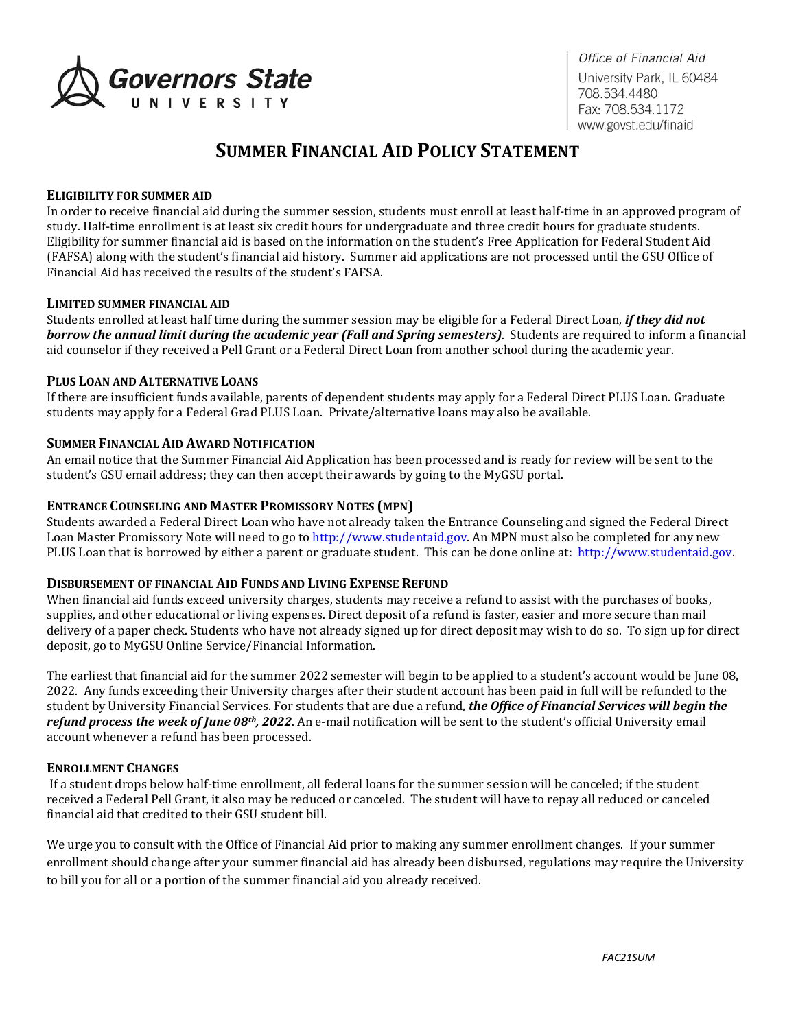Governors State University

Office of Financial Aid
University Park, IL 60484
708.534.4480
Fax: 708.534.1172
www.govst.edu/finaid

# SUMMER FINANCIAL AID POLICY STATEMENT

### ELIGIBILITY FOR SUMMER AID

In order to receive financial aid during the summer session, students must enroll at least half-time in an approved program of study. Half-time enrollment is at least six credit hours for undergraduate and three credit hours for graduate students. Eligibility for summer financial aid is based on the information on the student's Free Application for Federal Student Aid (FAFSA) along with the student's financial aid history. Summer aid applications are not processed until the GSU Office of Financial Aid has received the results of the student's FAFSA.

### LIMITED SUMMER FINANCIAL AID

Students enrolled at least half time during the summer session may be eligible for a Federal Direct Loan, ***if they did not borrow the annual limit during the academic year (Fall and Spring semesters)***. Students are required to inform a financial aid counselor if they received a Pell Grant or a Federal Direct Loan from another school during the academic year.

### PLUS LOAN AND ALTERNATIVE LOANS

If there are insufficient funds available, parents of dependent students may apply for a Federal Direct PLUS Loan. Graduate students may apply for a Federal Grad PLUS Loan. Private/alternative loans may also be available.

### SUMMER FINANCIAL AID AWARD NOTIFICATION

An email notice that the Summer Financial Aid Application has been processed and is ready for review will be sent to the student's GSU email address; they can then accept their awards by going to the MyGSU portal.

### ENTRANCE COUNSELING AND MASTER PROMISSORY NOTES (MPN)

Students awarded a Federal Direct Loan who have not already taken the Entrance Counseling and signed the Federal Direct Loan Master Promissory Note will need to go to http://www.studentaid.gov. An MPN must also be completed for any new PLUS Loan that is borrowed by either a parent or graduate student. This can be done online at: http://www.studentaid.gov.

### DISBURSEMENT OF FINANCIAL AID FUNDS AND LIVING EXPENSE REFUND

When financial aid funds exceed university charges, students may receive a refund to assist with the purchases of books, supplies, and other educational or living expenses. Direct deposit of a refund is faster, easier and more secure than mail delivery of a paper check. Students who have not already signed up for direct deposit may wish to do so. To sign up for direct deposit, go to MyGSU Online Service/Financial Information.

The earliest that financial aid for the summer 2022 semester will begin to be applied to a student's account would be June 08, 2022. Any funds exceeding their University charges after their student account has been paid in full will be refunded to the student by University Financial Services. For students that are due a refund, ***the Office of Financial Services will begin the refund process the week of June 08th, 2022***. An e-mail notification will be sent to the student's official University email account whenever a refund has been processed.

### ENROLLMENT CHANGES

If a student drops below half-time enrollment, all federal loans for the summer session will be canceled; if the student received a Federal Pell Grant, it also may be reduced or canceled. The student will have to repay all reduced or canceled financial aid that credited to their GSU student bill.

We urge you to consult with the Office of Financial Aid prior to making any summer enrollment changes. If your summer enrollment should change after your summer financial aid has already been disbursed, regulations may require the University to bill you for all or a portion of the summer financial aid you already received.

*FAC21SUM*